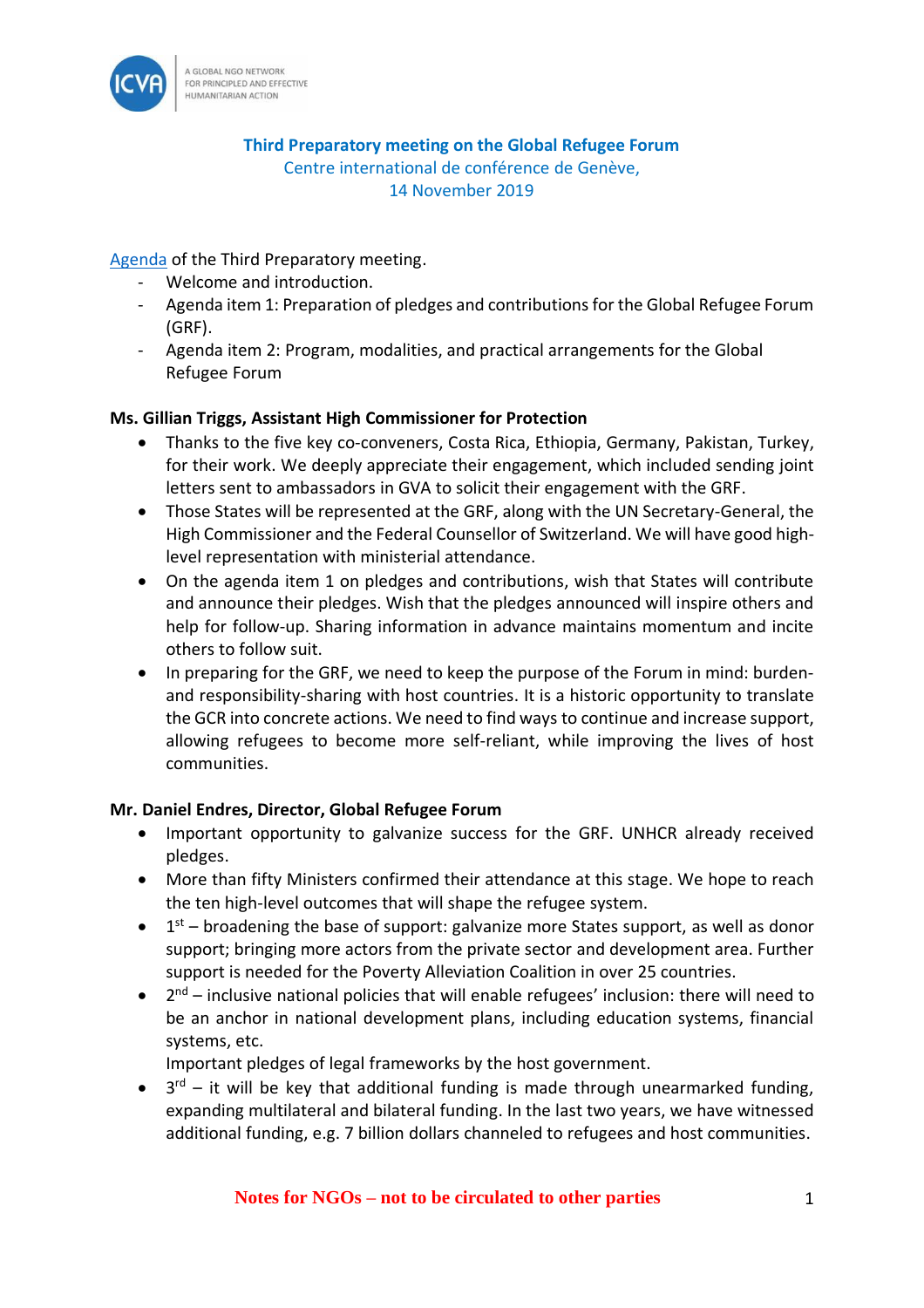**Third Preparatory meeting on the Global Refugee Forum**
Centre international de conférence de Genève,
14 November 2019

Agenda of the Third Preparatory meeting.

- Welcome and introduction.
- Agenda item 1: Preparation of pledges and contributions for the Global Refugee Forum (GRF).
- Agenda item 2: Program, modalities, and practical arrangements for the Global Refugee Forum

**Ms. Gillian Triggs, Assistant High Commissioner for Protection**

- Thanks to the five key co-conveners, Costa Rica, Ethiopia, Germany, Pakistan, Turkey, for their work. We deeply appreciate their engagement, which included sending joint letters sent to ambassadors in GVA to solicit their engagement with the GRF.
- Those States will be represented at the GRF, along with the UN Secretary-General, the High Commissioner and the Federal Counsellor of Switzerland. We will have good high-level representation with ministerial attendance.
- On the agenda item 1 on pledges and contributions, wish that States will contribute and announce their pledges. Wish that the pledges announced will inspire others and help for follow-up. Sharing information in advance maintains momentum and incite others to follow suit.
- In preparing for the GRF, we need to keep the purpose of the Forum in mind: burden- and responsibility-sharing with host countries. It is a historic opportunity to translate the GCR into concrete actions. We need to find ways to continue and increase support, allowing refugees to become more self-reliant, while improving the lives of host communities.

**Mr. Daniel Endres, Director, Global Refugee Forum**

- Important opportunity to galvanize success for the GRF. UNHCR already received pledges.
- More than fifty Ministers confirmed their attendance at this stage. We hope to reach the ten high-level outcomes that will shape the refugee system.
- 1st – broadening the base of support: galvanize more States support, as well as donor support; bringing more actors from the private sector and development area. Further support is needed for the Poverty Alleviation Coalition in over 25 countries.
- 2nd – inclusive national policies that will enable refugees' inclusion: there will need to be an anchor in national development plans, including education systems, financial systems, etc.
  Important pledges of legal frameworks by the host government.
- 3rd – it will be key that additional funding is made through unearmarked funding, expanding multilateral and bilateral funding. In the last two years, we have witnessed additional funding, e.g. 7 billion dollars channeled to refugees and host communities.

Notes for NGOs – not to be circulated to other parties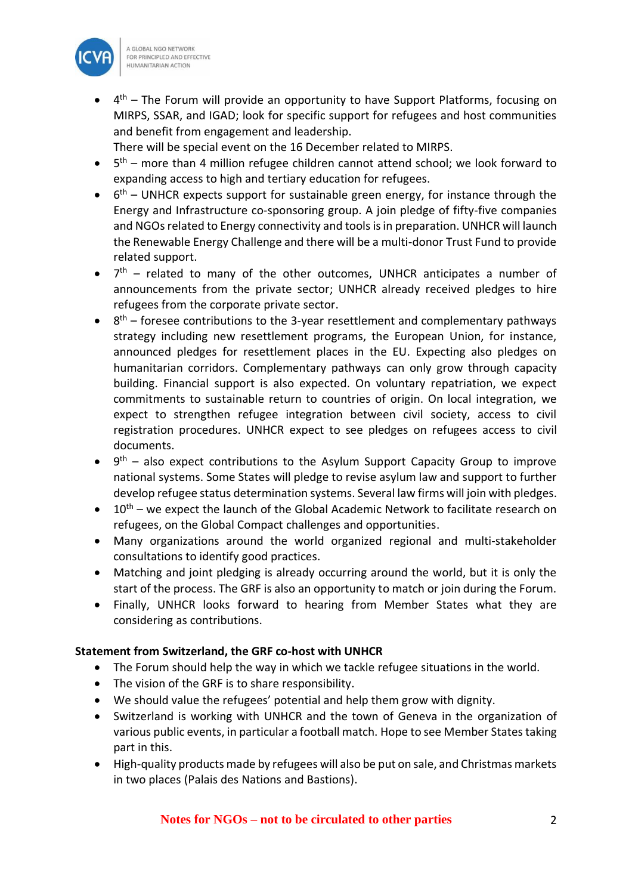- 4th – The Forum will provide an opportunity to have Support Platforms, focusing on MIRPS, SSAR, and IGAD; look for specific support for refugees and host communities and benefit from engagement and leadership.
  There will be special event on the 16 December related to MIRPS.
- 5th – more than 4 million refugee children cannot attend school; we look forward to expanding access to high and tertiary education for refugees.
- 6th – UNHCR expects support for sustainable green energy, for instance through the Energy and Infrastructure co-sponsoring group. A join pledge of fifty-five companies and NGOs related to Energy connectivity and tools is in preparation. UNHCR will launch the Renewable Energy Challenge and there will be a multi-donor Trust Fund to provide related support.
- 7th – related to many of the other outcomes, UNHCR anticipates a number of announcements from the private sector; UNHCR already received pledges to hire refugees from the corporate private sector.
- 8th – foresee contributions to the 3-year resettlement and complementary pathways strategy including new resettlement programs, the European Union, for instance, announced pledges for resettlement places in the EU. Expecting also pledges on humanitarian corridors. Complementary pathways can only grow through capacity building. Financial support is also expected. On voluntary repatriation, we expect commitments to sustainable return to countries of origin. On local integration, we expect to strengthen refugee integration between civil society, access to civil registration procedures. UNHCR expect to see pledges on refugees access to civil documents.
- 9th – also expect contributions to the Asylum Support Capacity Group to improve national systems. Some States will pledge to revise asylum law and support to further develop refugee status determination systems. Several law firms will join with pledges.
- 10th – we expect the launch of the Global Academic Network to facilitate research on refugees, on the Global Compact challenges and opportunities.
- Many organizations around the world organized regional and multi-stakeholder consultations to identify good practices.
- Matching and joint pledging is already occurring around the world, but it is only the start of the process. The GRF is also an opportunity to match or join during the Forum.
- Finally, UNHCR looks forward to hearing from Member States what they are considering as contributions.

**Statement from Switzerland, the GRF co-host with UNHCR**

- The Forum should help the way in which we tackle refugee situations in the world.
- The vision of the GRF is to share responsibility.
- We should value the refugees' potential and help them grow with dignity.
- Switzerland is working with UNHCR and the town of Geneva in the organization of various public events, in particular a football match. Hope to see Member States taking part in this.
- High-quality products made by refugees will also be put on sale, and Christmas markets in two places (Palais des Nations and Bastions).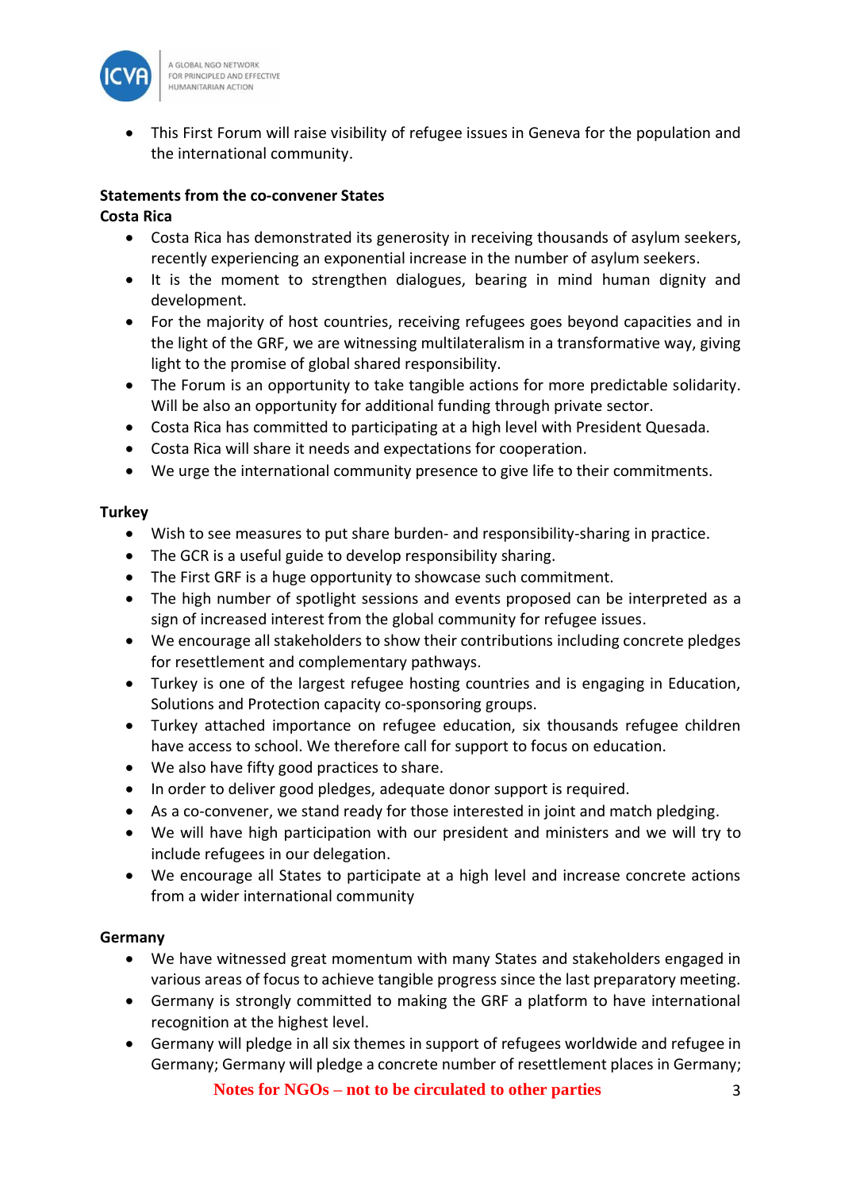- This First Forum will raise visibility of refugee issues in Geneva for the population and the international community.

**Statements from the co-convener States**

**Costa Rica**

- Costa Rica has demonstrated its generosity in receiving thousands of asylum seekers, recently experiencing an exponential increase in the number of asylum seekers.
- It is the moment to strengthen dialogues, bearing in mind human dignity and development.
- For the majority of host countries, receiving refugees goes beyond capacities and in the light of the GRF, we are witnessing multilateralism in a transformative way, giving light to the promise of global shared responsibility.
- The Forum is an opportunity to take tangible actions for more predictable solidarity. Will be also an opportunity for additional funding through private sector.
- Costa Rica has committed to participating at a high level with President Quesada.
- Costa Rica will share it needs and expectations for cooperation.
- We urge the international community presence to give life to their commitments.

**Turkey**

- Wish to see measures to put share burden- and responsibility-sharing in practice.
- The GCR is a useful guide to develop responsibility sharing.
- The First GRF is a huge opportunity to showcase such commitment.
- The high number of spotlight sessions and events proposed can be interpreted as a sign of increased interest from the global community for refugee issues.
- We encourage all stakeholders to show their contributions including concrete pledges for resettlement and complementary pathways.
- Turkey is one of the largest refugee hosting countries and is engaging in Education, Solutions and Protection capacity co-sponsoring groups.
- Turkey attached importance on refugee education, six thousands refugee children have access to school. We therefore call for support to focus on education.
- We also have fifty good practices to share.
- In order to deliver good pledges, adequate donor support is required.
- As a co-convener, we stand ready for those interested in joint and match pledging.
- We will have high participation with our president and ministers and we will try to include refugees in our delegation.
- We encourage all States to participate at a high level and increase concrete actions from a wider international community

**Germany**

- We have witnessed great momentum with many States and stakeholders engaged in various areas of focus to achieve tangible progress since the last preparatory meeting.
- Germany is strongly committed to making the GRF a platform to have international recognition at the highest level.
- Germany will pledge in all six themes in support of refugees worldwide and refugee in Germany; Germany will pledge a concrete number of resettlement places in Germany;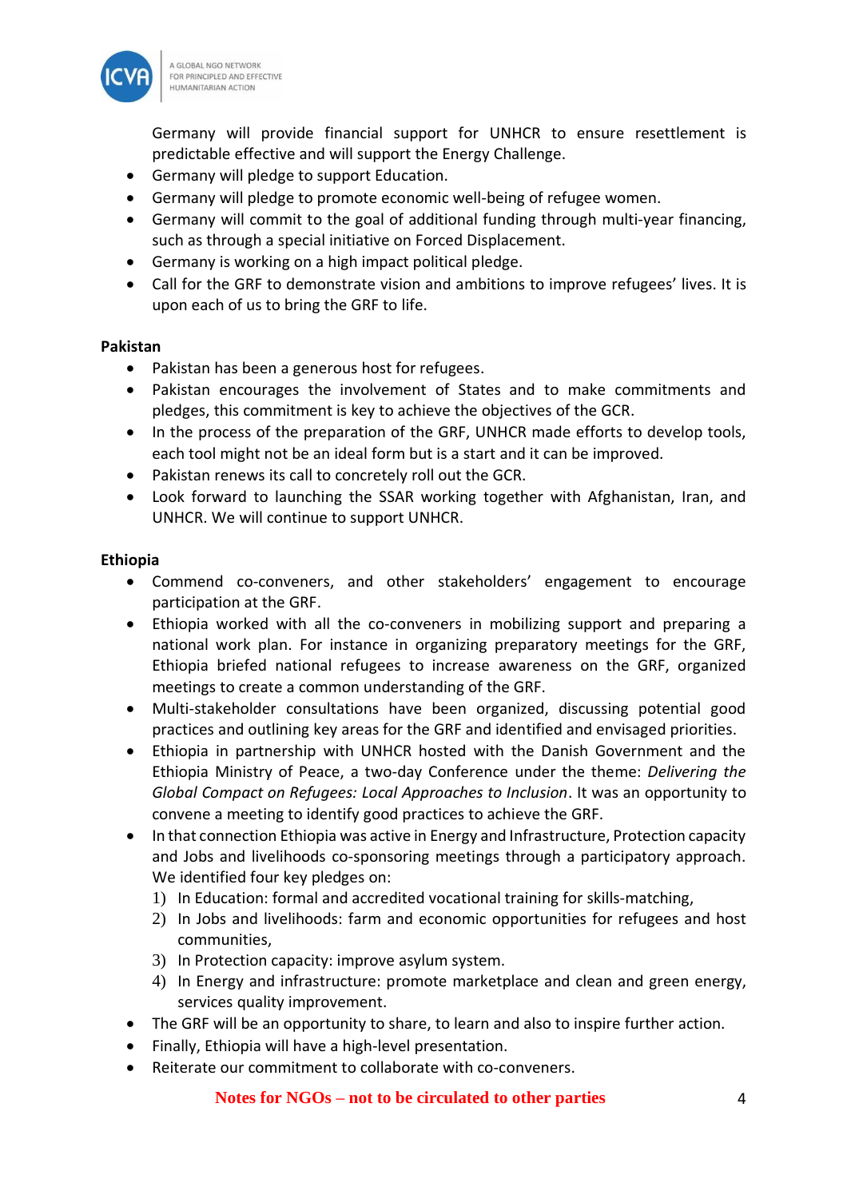Germany will provide financial support for UNHCR to ensure resettlement is predictable effective and will support the Energy Challenge.

- Germany will pledge to support Education.
- Germany will pledge to promote economic well-being of refugee women.
- Germany will commit to the goal of additional funding through multi-year financing, such as through a special initiative on Forced Displacement.
- Germany is working on a high impact political pledge.
- Call for the GRF to demonstrate vision and ambitions to improve refugees' lives. It is upon each of us to bring the GRF to life.

**Pakistan**

- Pakistan has been a generous host for refugees.
- Pakistan encourages the involvement of States and to make commitments and pledges, this commitment is key to achieve the objectives of the GCR.
- In the process of the preparation of the GRF, UNHCR made efforts to develop tools, each tool might not be an ideal form but is a start and it can be improved.
- Pakistan renews its call to concretely roll out the GCR.
- Look forward to launching the SSAR working together with Afghanistan, Iran, and UNHCR. We will continue to support UNHCR.

**Ethiopia**

- Commend co-conveners, and other stakeholders' engagement to encourage participation at the GRF.
- Ethiopia worked with all the co-conveners in mobilizing support and preparing a national work plan. For instance in organizing preparatory meetings for the GRF, Ethiopia briefed national refugees to increase awareness on the GRF, organized meetings to create a common understanding of the GRF.
- Multi-stakeholder consultations have been organized, discussing potential good practices and outlining key areas for the GRF and identified and envisaged priorities.
- Ethiopia in partnership with UNHCR hosted with the Danish Government and the Ethiopia Ministry of Peace, a two-day Conference under the theme: *Delivering the Global Compact on Refugees: Local Approaches to Inclusion*. It was an opportunity to convene a meeting to identify good practices to achieve the GRF.
- In that connection Ethiopia was active in Energy and Infrastructure, Protection capacity and Jobs and livelihoods co-sponsoring meetings through a participatory approach. We identified four key pledges on:
    1) In Education: formal and accredited vocational training for skills-matching,
    2) In Jobs and livelihoods: farm and economic opportunities for refugees and host communities,
    3) In Protection capacity: improve asylum system.
    4) In Energy and infrastructure: promote marketplace and clean and green energy, services quality improvement.
- The GRF will be an opportunity to share, to learn and also to inspire further action.
- Finally, Ethiopia will have a high-level presentation.
- Reiterate our commitment to collaborate with co-conveners.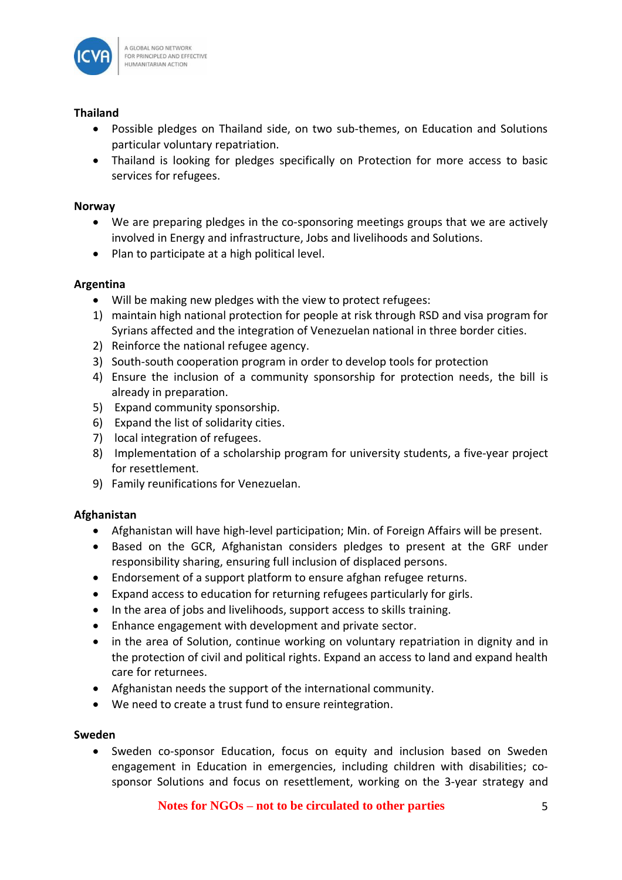**Thailand**

- Possible pledges on Thailand side, on two sub-themes, on Education and Solutions particular voluntary repatriation.
- Thailand is looking for pledges specifically on Protection for more access to basic services for refugees.

**Norway**

- We are preparing pledges in the co-sponsoring meetings groups that we are actively involved in Energy and infrastructure, Jobs and livelihoods and Solutions.
- Plan to participate at a high political level.

**Argentina**

- Will be making new pledges with the view to protect refugees:

1) maintain high national protection for people at risk through RSD and visa program for Syrians affected and the integration of Venezuelan national in three border cities.
2) Reinforce the national refugee agency.
3) South-south cooperation program in order to develop tools for protection
4) Ensure the inclusion of a community sponsorship for protection needs, the bill is already in preparation.
5) Expand community sponsorship.
6) Expand the list of solidarity cities.
7) local integration of refugees.
8) Implementation of a scholarship program for university students, a five-year project for resettlement.
9) Family reunifications for Venezuelan.

**Afghanistan**

- Afghanistan will have high-level participation; Min. of Foreign Affairs will be present.
- Based on the GCR, Afghanistan considers pledges to present at the GRF under responsibility sharing, ensuring full inclusion of displaced persons.
- Endorsement of a support platform to ensure afghan refugee returns.
- Expand access to education for returning refugees particularly for girls.
- In the area of jobs and livelihoods, support access to skills training.
- Enhance engagement with development and private sector.
- in the area of Solution, continue working on voluntary repatriation in dignity and in the protection of civil and political rights. Expand an access to land and expand health care for returnees.
- Afghanistan needs the support of the international community.
- We need to create a trust fund to ensure reintegration.

**Sweden**

- Sweden co-sponsor Education, focus on equity and inclusion based on Sweden engagement in Education in emergencies, including children with disabilities; co-sponsor Solutions and focus on resettlement, working on the 3-year strategy and

Notes for NGOs – not to be circulated to other parties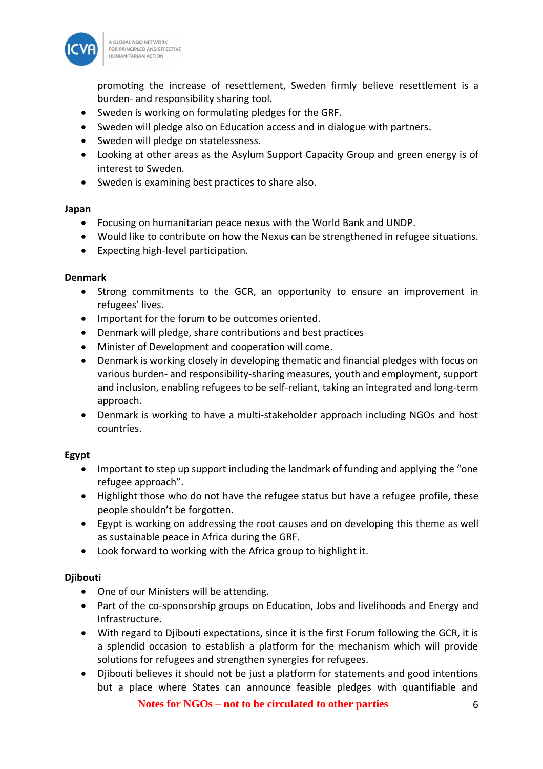promoting the increase of resettlement, Sweden firmly believe resettlement is a burden- and responsibility sharing tool.

- Sweden is working on formulating pledges for the GRF.
- Sweden will pledge also on Education access and in dialogue with partners.
- Sweden will pledge on statelessness.
- Looking at other areas as the Asylum Support Capacity Group and green energy is of interest to Sweden.
- Sweden is examining best practices to share also.

**Japan**

- Focusing on humanitarian peace nexus with the World Bank and UNDP.
- Would like to contribute on how the Nexus can be strengthened in refugee situations.
- Expecting high-level participation.

**Denmark**

- Strong commitments to the GCR, an opportunity to ensure an improvement in refugees' lives.
- Important for the forum to be outcomes oriented.
- Denmark will pledge, share contributions and best practices
- Minister of Development and cooperation will come.
- Denmark is working closely in developing thematic and financial pledges with focus on various burden- and responsibility-sharing measures, youth and employment, support and inclusion, enabling refugees to be self-reliant, taking an integrated and long-term approach.
- Denmark is working to have a multi-stakeholder approach including NGOs and host countries.

**Egypt**

- Important to step up support including the landmark of funding and applying the "one refugee approach".
- Highlight those who do not have the refugee status but have a refugee profile, these people shouldn't be forgotten.
- Egypt is working on addressing the root causes and on developing this theme as well as sustainable peace in Africa during the GRF.
- Look forward to working with the Africa group to highlight it.

**Djibouti**

- One of our Ministers will be attending.
- Part of the co-sponsorship groups on Education, Jobs and livelihoods and Energy and Infrastructure.
- With regard to Djibouti expectations, since it is the first Forum following the GCR, it is a splendid occasion to establish a platform for the mechanism which will provide solutions for refugees and strengthen synergies for refugees.
- Djibouti believes it should not be just a platform for statements and good intentions but a place where States can announce feasible pledges with quantifiable and

**Notes for NGOs – not to be circulated to other parties**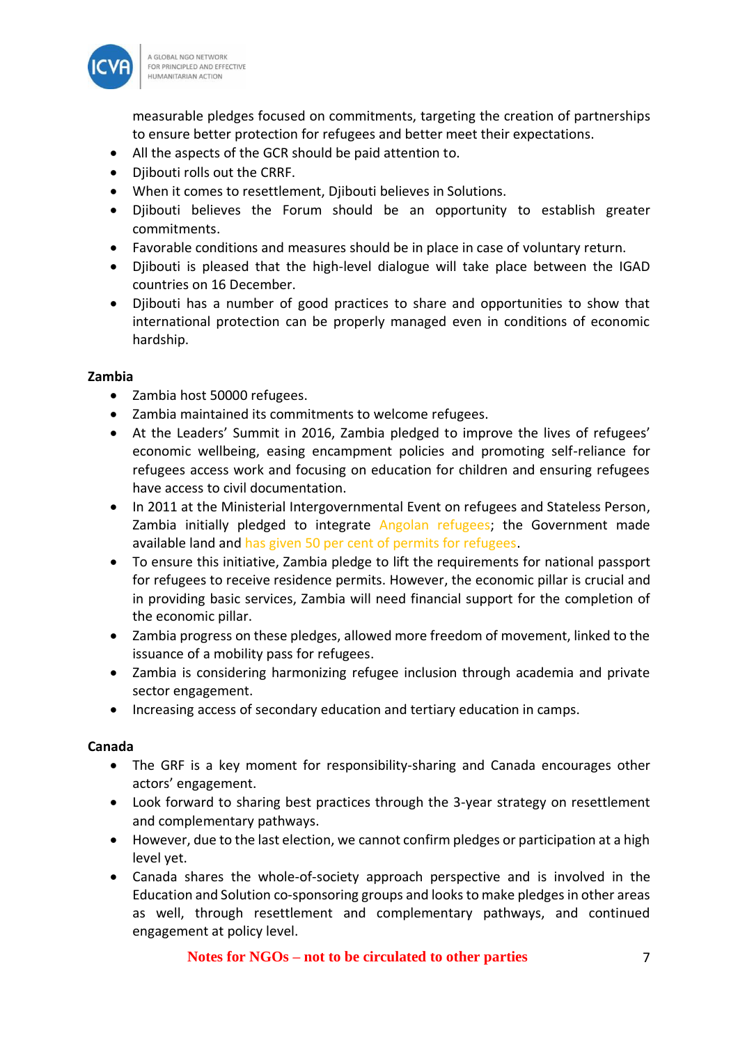measurable pledges focused on commitments, targeting the creation of partnerships to ensure better protection for refugees and better meet their expectations.

- All the aspects of the GCR should be paid attention to.
- Djibouti rolls out the CRRF.
- When it comes to resettlement, Djibouti believes in Solutions.
- Djibouti believes the Forum should be an opportunity to establish greater commitments.
- Favorable conditions and measures should be in place in case of voluntary return.
- Djibouti is pleased that the high-level dialogue will take place between the IGAD countries on 16 December.
- Djibouti has a number of good practices to share and opportunities to show that international protection can be properly managed even in conditions of economic hardship.

**Zambia**

- Zambia host 50000 refugees.
- Zambia maintained its commitments to welcome refugees.
- At the Leaders' Summit in 2016, Zambia pledged to improve the lives of refugees' economic wellbeing, easing encampment policies and promoting self-reliance for refugees access work and focusing on education for children and ensuring refugees have access to civil documentation.
- In 2011 at the Ministerial Intergovernmental Event on refugees and Stateless Person, Zambia initially pledged to integrate Angolan refugees; the Government made available land and has given 50 per cent of permits for refugees.
- To ensure this initiative, Zambia pledge to lift the requirements for national passport for refugees to receive residence permits. However, the economic pillar is crucial and in providing basic services, Zambia will need financial support for the completion of the economic pillar.
- Zambia progress on these pledges, allowed more freedom of movement, linked to the issuance of a mobility pass for refugees.
- Zambia is considering harmonizing refugee inclusion through academia and private sector engagement.
- Increasing access of secondary education and tertiary education in camps.

**Canada**

- The GRF is a key moment for responsibility-sharing and Canada encourages other actors' engagement.
- Look forward to sharing best practices through the 3-year strategy on resettlement and complementary pathways.
- However, due to the last election, we cannot confirm pledges or participation at a high level yet.
- Canada shares the whole-of-society approach perspective and is involved in the Education and Solution co-sponsoring groups and looks to make pledges in other areas as well, through resettlement and complementary pathways, and continued engagement at policy level.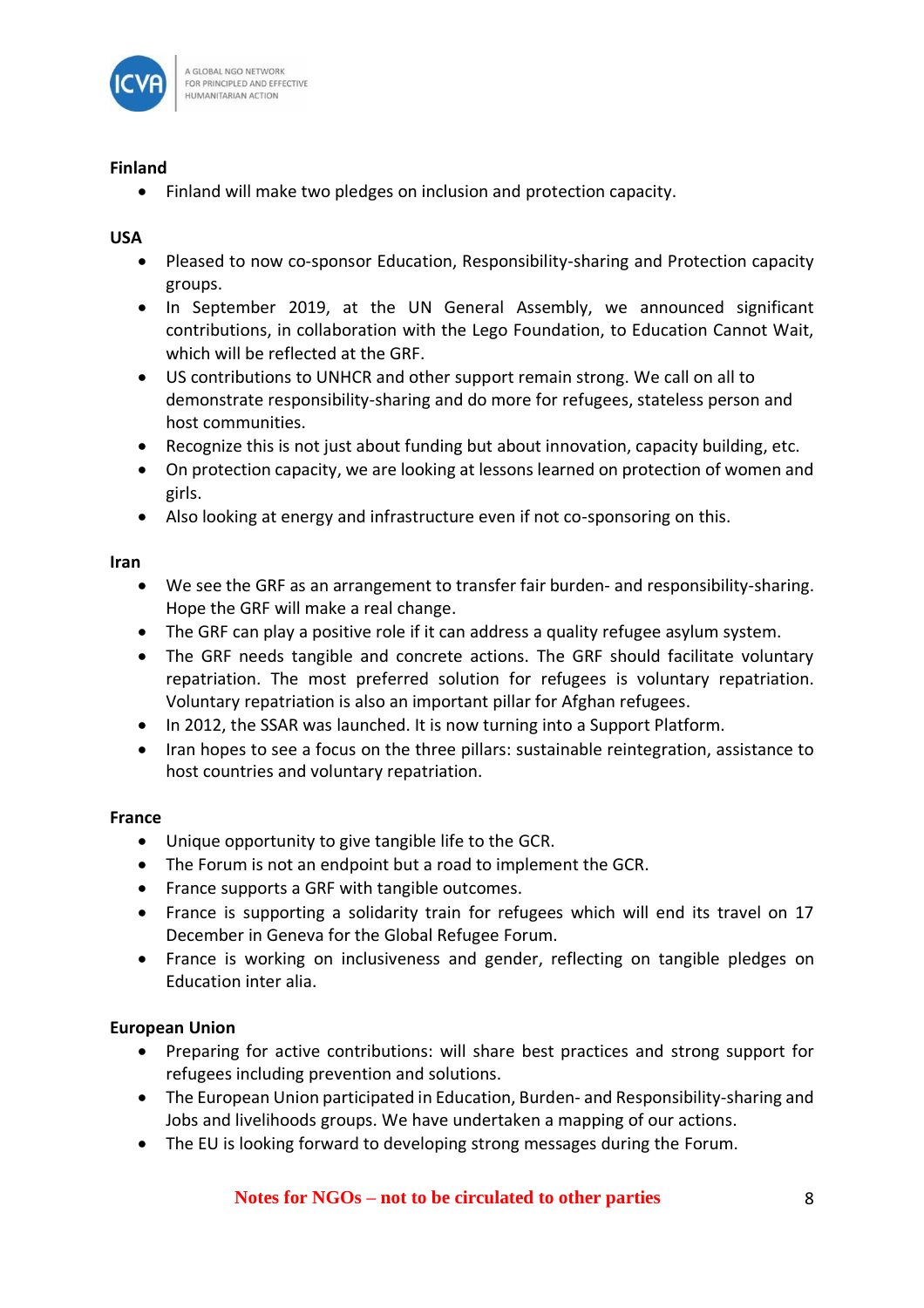**Finland**

- Finland will make two pledges on inclusion and protection capacity.

**USA**

- Pleased to now co-sponsor Education, Responsibility-sharing and Protection capacity groups.
- In September 2019, at the UN General Assembly, we announced significant contributions, in collaboration with the Lego Foundation, to Education Cannot Wait, which will be reflected at the GRF.
- US contributions to UNHCR and other support remain strong. We call on all to demonstrate responsibility-sharing and do more for refugees, stateless person and host communities.
- Recognize this is not just about funding but about innovation, capacity building, etc.
- On protection capacity, we are looking at lessons learned on protection of women and girls.
- Also looking at energy and infrastructure even if not co-sponsoring on this.

**Iran**

- We see the GRF as an arrangement to transfer fair burden- and responsibility-sharing. Hope the GRF will make a real change.
- The GRF can play a positive role if it can address a quality refugee asylum system.
- The GRF needs tangible and concrete actions. The GRF should facilitate voluntary repatriation. The most preferred solution for refugees is voluntary repatriation. Voluntary repatriation is also an important pillar for Afghan refugees.
- In 2012, the SSAR was launched. It is now turning into a Support Platform.
- Iran hopes to see a focus on the three pillars: sustainable reintegration, assistance to host countries and voluntary repatriation.

**France**

- Unique opportunity to give tangible life to the GCR.
- The Forum is not an endpoint but a road to implement the GCR.
- France supports a GRF with tangible outcomes.
- France is supporting a solidarity train for refugees which will end its travel on 17 December in Geneva for the Global Refugee Forum.
- France is working on inclusiveness and gender, reflecting on tangible pledges on Education inter alia.

**European Union**

- Preparing for active contributions: will share best practices and strong support for refugees including prevention and solutions.
- The European Union participated in Education, Burden- and Responsibility-sharing and Jobs and livelihoods groups. We have undertaken a mapping of our actions.
- The EU is looking forward to developing strong messages during the Forum.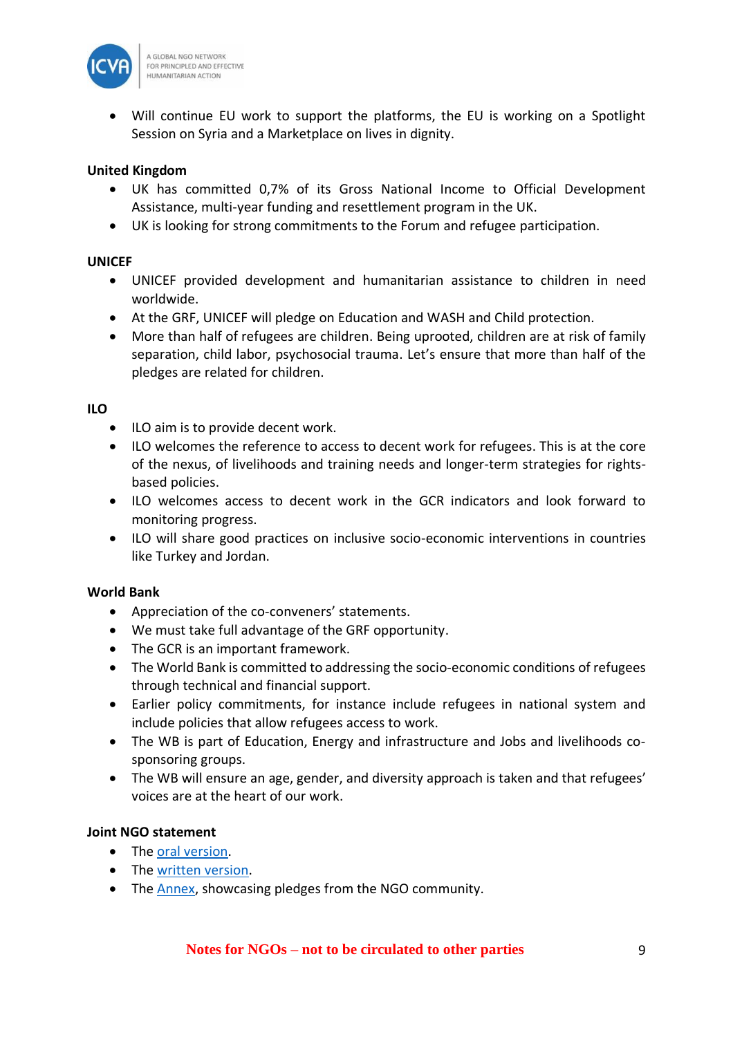- Will continue EU work to support the platforms, the EU is working on a Spotlight Session on Syria and a Marketplace on lives in dignity.

**United Kingdom**

- UK has committed 0,7% of its Gross National Income to Official Development Assistance, multi-year funding and resettlement program in the UK.
- UK is looking for strong commitments to the Forum and refugee participation.

**UNICEF**

- UNICEF provided development and humanitarian assistance to children in need worldwide.
- At the GRF, UNICEF will pledge on Education and WASH and Child protection.
- More than half of refugees are children. Being uprooted, children are at risk of family separation, child labor, psychosocial trauma. Let's ensure that more than half of the pledges are related for children.

**ILO**

- ILO aim is to provide decent work.
- ILO welcomes the reference to access to decent work for refugees. This is at the core of the nexus, of livelihoods and training needs and longer-term strategies for rights-based policies.
- ILO welcomes access to decent work in the GCR indicators and look forward to monitoring progress.
- ILO will share good practices on inclusive socio-economic interventions in countries like Turkey and Jordan.

**World Bank**

- Appreciation of the co-conveners' statements.
- We must take full advantage of the GRF opportunity.
- The GCR is an important framework.
- The World Bank is committed to addressing the socio-economic conditions of refugees through technical and financial support.
- Earlier policy commitments, for instance include refugees in national system and include policies that allow refugees access to work.
- The WB is part of Education, Energy and infrastructure and Jobs and livelihoods co-sponsoring groups.
- The WB will ensure an age, gender, and diversity approach is taken and that refugees' voices are at the heart of our work.

**Joint NGO statement**

- The oral version.
- The written version.
- The Annex, showcasing pledges from the NGO community.

Notes for NGOs – not to be circulated to other parties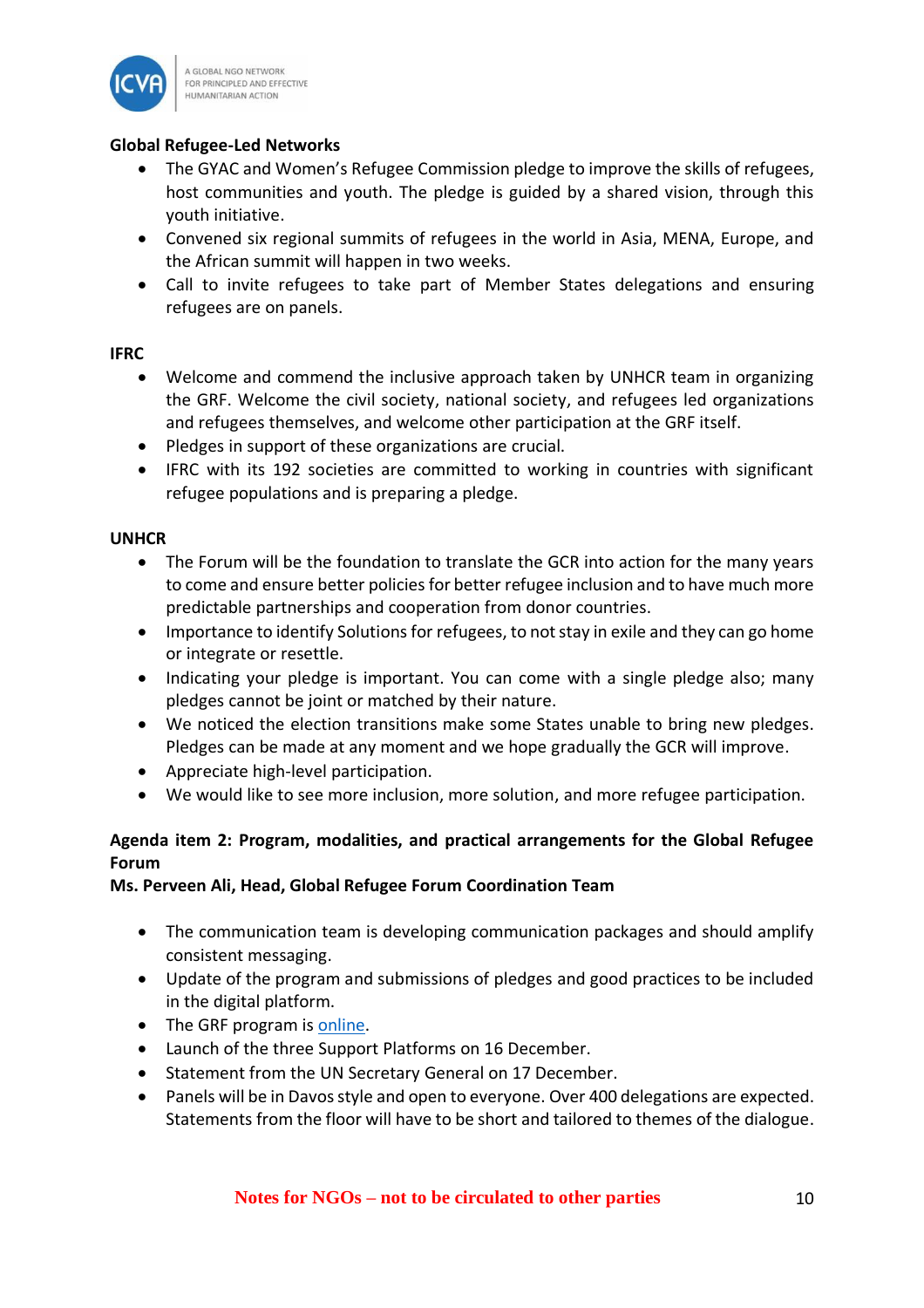**Global Refugee-Led Networks**

- The GYAC and Women's Refugee Commission pledge to improve the skills of refugees, host communities and youth. The pledge is guided by a shared vision, through this youth initiative.
- Convened six regional summits of refugees in the world in Asia, MENA, Europe, and the African summit will happen in two weeks.
- Call to invite refugees to take part of Member States delegations and ensuring refugees are on panels.

**IFRC**

- Welcome and commend the inclusive approach taken by UNHCR team in organizing the GRF. Welcome the civil society, national society, and refugees led organizations and refugees themselves, and welcome other participation at the GRF itself.
- Pledges in support of these organizations are crucial.
- IFRC with its 192 societies are committed to working in countries with significant refugee populations and is preparing a pledge.

**UNHCR**

- The Forum will be the foundation to translate the GCR into action for the many years to come and ensure better policies for better refugee inclusion and to have much more predictable partnerships and cooperation from donor countries.
- Importance to identify Solutions for refugees, to not stay in exile and they can go home or integrate or resettle.
- Indicating your pledge is important. You can come with a single pledge also; many pledges cannot be joint or matched by their nature.
- We noticed the election transitions make some States unable to bring new pledges. Pledges can be made at any moment and we hope gradually the GCR will improve.
- Appreciate high-level participation.
- We would like to see more inclusion, more solution, and more refugee participation.

**Agenda item 2: Program, modalities, and practical arrangements for the Global Refugee Forum**
**Ms. Perveen Ali, Head, Global Refugee Forum Coordination Team**

- The communication team is developing communication packages and should amplify consistent messaging.
- Update of the program and submissions of pledges and good practices to be included in the digital platform.
- The GRF program is online.
- Launch of the three Support Platforms on 16 December.
- Statement from the UN Secretary General on 17 December.
- Panels will be in Davos style and open to everyone. Over 400 delegations are expected. Statements from the floor will have to be short and tailored to themes of the dialogue.

Notes for NGOs – not to be circulated to other parties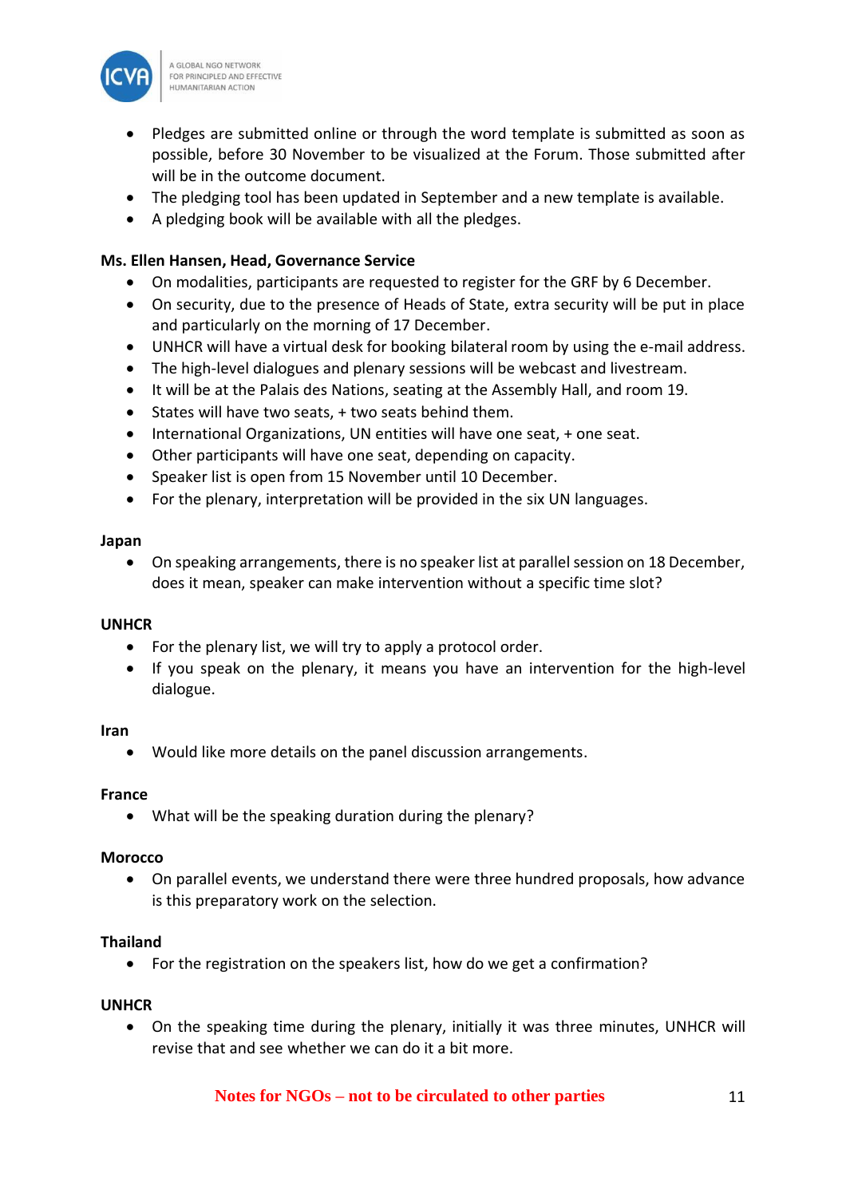- Pledges are submitted online or through the word template is submitted as soon as possible, before 30 November to be visualized at the Forum. Those submitted after will be in the outcome document.
- The pledging tool has been updated in September and a new template is available.
- A pledging book will be available with all the pledges.

**Ms. Ellen Hansen, Head, Governance Service**

- On modalities, participants are requested to register for the GRF by 6 December.
- On security, due to the presence of Heads of State, extra security will be put in place and particularly on the morning of 17 December.
- UNHCR will have a virtual desk for booking bilateral room by using the e-mail address.
- The high-level dialogues and plenary sessions will be webcast and livestream.
- It will be at the Palais des Nations, seating at the Assembly Hall, and room 19.
- States will have two seats, + two seats behind them.
- International Organizations, UN entities will have one seat, + one seat.
- Other participants will have one seat, depending on capacity.
- Speaker list is open from 15 November until 10 December.
- For the plenary, interpretation will be provided in the six UN languages.

**Japan**

- On speaking arrangements, there is no speaker list at parallel session on 18 December, does it mean, speaker can make intervention without a specific time slot?

**UNHCR**

- For the plenary list, we will try to apply a protocol order.
- If you speak on the plenary, it means you have an intervention for the high-level dialogue.

**Iran**

- Would like more details on the panel discussion arrangements.

**France**

- What will be the speaking duration during the plenary?

**Morocco**

- On parallel events, we understand there were three hundred proposals, how advance is this preparatory work on the selection.

**Thailand**

- For the registration on the speakers list, how do we get a confirmation?

**UNHCR**

- On the speaking time during the plenary, initially it was three minutes, UNHCR will revise that and see whether we can do it a bit more.

Notes for NGOs – not to be circulated to other parties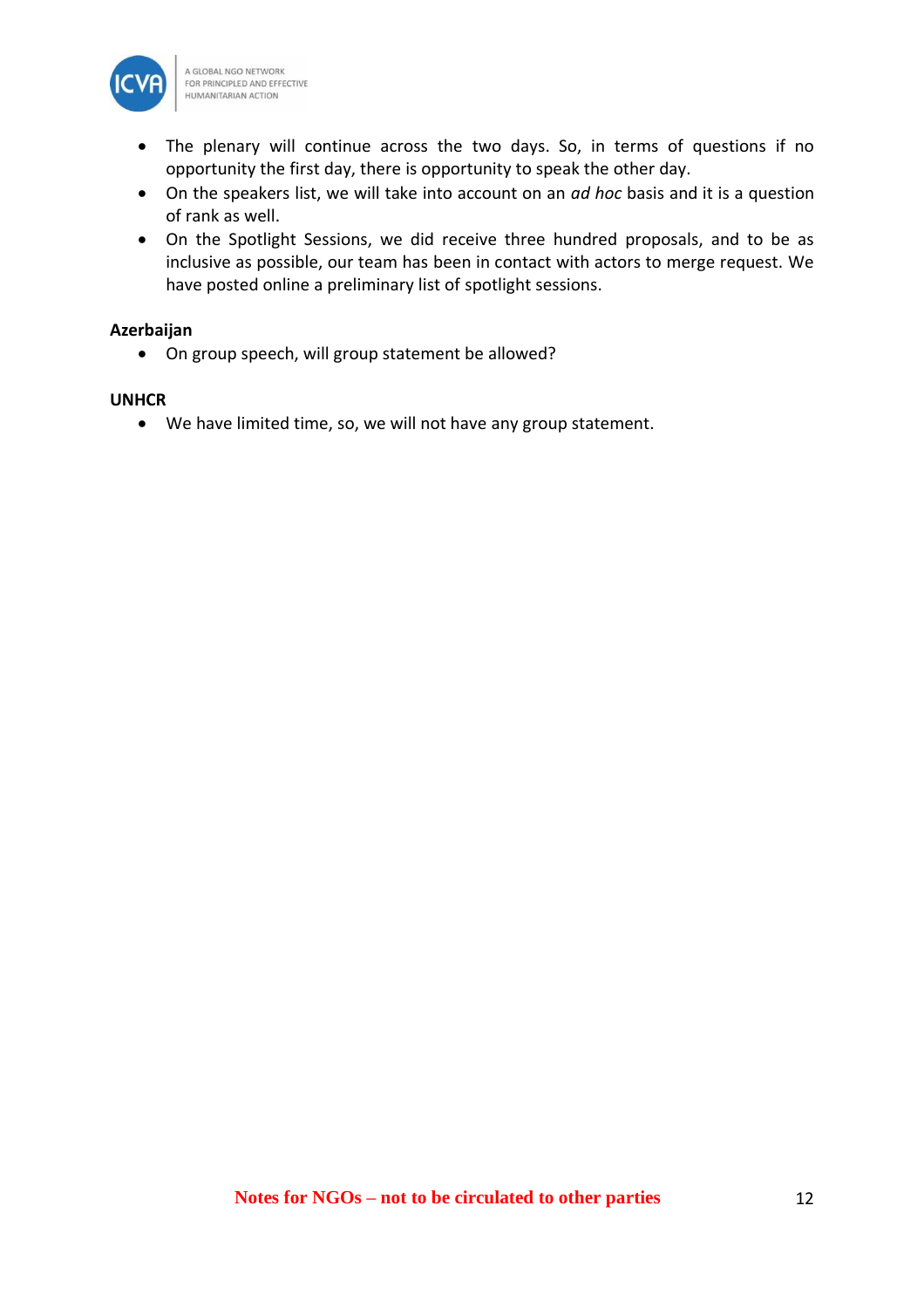- The plenary will continue across the two days. So, in terms of questions if no opportunity the first day, there is opportunity to speak the other day.
- On the speakers list, we will take into account on an *ad hoc* basis and it is a question of rank as well.
- On the Spotlight Sessions, we did receive three hundred proposals, and to be as inclusive as possible, our team has been in contact with actors to merge request. We have posted online a preliminary list of spotlight sessions.

**Azerbaijan**

- On group speech, will group statement be allowed?

**UNHCR**

- We have limited time, so, we will not have any group statement.